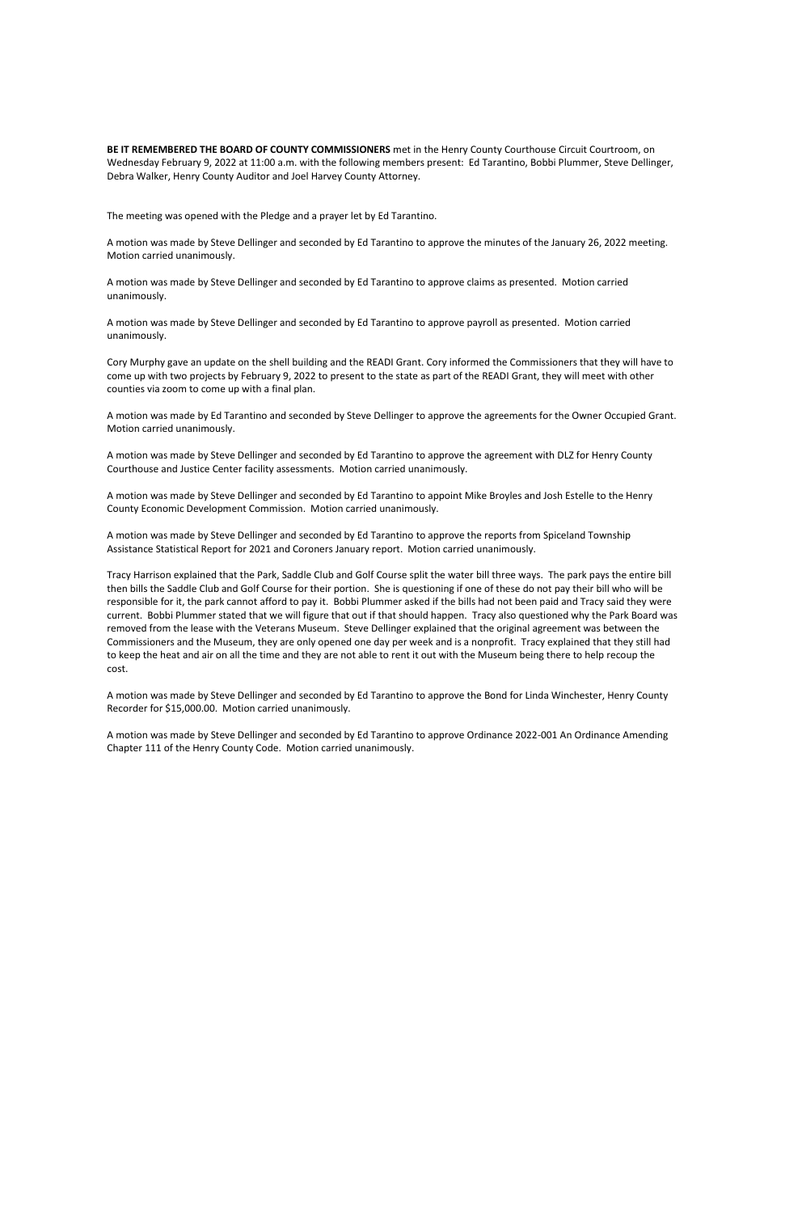**BE IT REMEMBERED THE BOARD OF COUNTY COMMISSIONERS** met in the Henry County Courthouse Circuit Courtroom, on Wednesday February 9, 2022 at 11:00 a.m. with the following members present: Ed Tarantino, Bobbi Plummer, Steve Dellinger, Debra Walker, Henry County Auditor and Joel Harvey County Attorney.

The meeting was opened with the Pledge and a prayer let by Ed Tarantino.

A motion was made by Steve Dellinger and seconded by Ed Tarantino to approve the minutes of the January 26, 2022 meeting. Motion carried unanimously.

A motion was made by Steve Dellinger and seconded by Ed Tarantino to approve claims as presented. Motion carried unanimously.

A motion was made by Steve Dellinger and seconded by Ed Tarantino to approve payroll as presented. Motion carried unanimously.

Cory Murphy gave an update on the shell building and the READI Grant. Cory informed the Commissioners that they will have to come up with two projects by February 9, 2022 to present to the state as part of the READI Grant, they will meet with other counties via zoom to come up with a final plan.

A motion was made by Ed Tarantino and seconded by Steve Dellinger to approve the agreements for the Owner Occupied Grant. Motion carried unanimously.

A motion was made by Steve Dellinger and seconded by Ed Tarantino to approve the agreement with DLZ for Henry County Courthouse and Justice Center facility assessments. Motion carried unanimously.

A motion was made by Steve Dellinger and seconded by Ed Tarantino to appoint Mike Broyles and Josh Estelle to the Henry County Economic Development Commission. Motion carried unanimously.

A motion was made by Steve Dellinger and seconded by Ed Tarantino to approve the reports from Spiceland Township Assistance Statistical Report for 2021 and Coroners January report. Motion carried unanimously.

Tracy Harrison explained that the Park, Saddle Club and Golf Course split the water bill three ways. The park pays the entire bill then bills the Saddle Club and Golf Course for their portion. She is questioning if one of these do not pay their bill who will be responsible for it, the park cannot afford to pay it. Bobbi Plummer asked if the bills had not been paid and Tracy said they were current. Bobbi Plummer stated that we will figure that out if that should happen. Tracy also questioned why the Park Board was removed from the lease with the Veterans Museum. Steve Dellinger explained that the original agreement was between the Commissioners and the Museum, they are only opened one day per week and is a nonprofit. Tracy explained that they still had to keep the heat and air on all the time and they are not able to rent it out with the Museum being there to help recoup the cost.

A motion was made by Steve Dellinger and seconded by Ed Tarantino to approve the Bond for Linda Winchester, Henry County Recorder for $15,000.00. Motion carried unanimously.

A motion was made by Steve Dellinger and seconded by Ed Tarantino to approve Ordinance 2022-001 An Ordinance Amending Chapter 111 of the Henry County Code. Motion carried unanimously.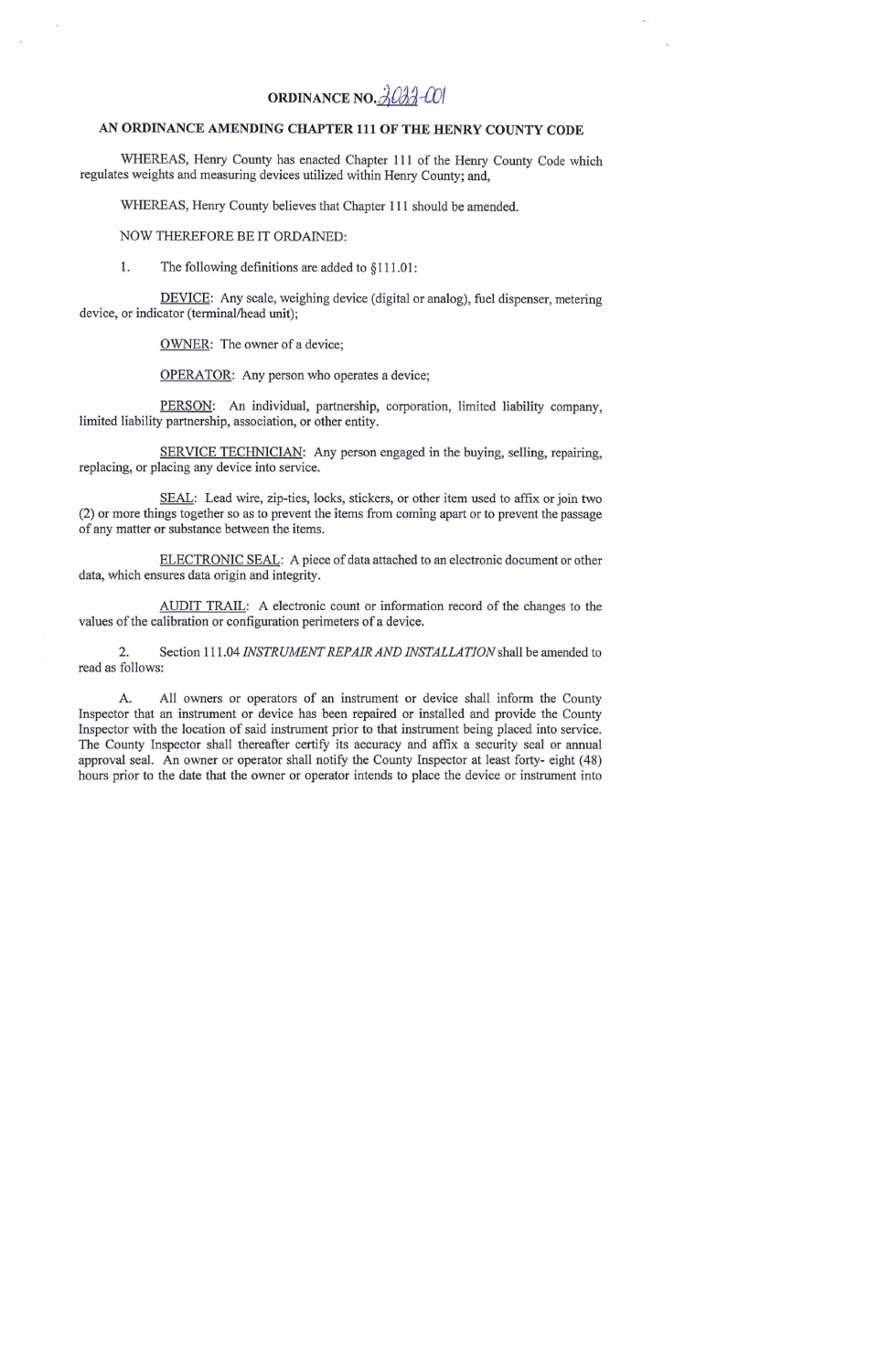# ORDINANCE NO. 2022-001

## AN ORDINANCE AMENDING CHAPTER 111 OF THE HENRY COUNTY CODE

WHEREAS, Henry County has enacted Chapter 111 of the Henry County Code which regulates weights and measuring devices utilized within Henry County; and,

WHEREAS, Henry County believes that Chapter 111 should be amended.

NOW THEREFORE BE IT ORDAINED:

1. The following definitions are added to §111.01:

<u>DEVICE</u>: Any scale, weighing device (digital or analog), fuel dispenser, metering device, or indicator (terminal/head unit);

<u>OWNER</u>: The owner of a device;

<u>OPERATOR</u>: Any person who operates a device;

<u>PERSON</u>: An individual, partnership, corporation, limited liability company, limited liability partnership, association, or other entity.

<u>SERVICE TECHNICIAN</u>: Any person engaged in the buying, selling, repairing, replacing, or placing any device into service.

<u>SEAL</u>: Lead wire, zip-ties, locks, stickers, or other item used to affix or join two (2) or more things together so as to prevent the items from coming apart or to prevent the passage of any matter or substance between the items.

<u>ELECTRONIC SEAL</u>: A piece of data attached to an electronic document or other data, which ensures data origin and integrity.

<u>AUDIT TRAIL</u>: A electronic count or information record of the changes to the values of the calibration or configuration perimeters of a device.

2. Section 111.04 *INSTRUMENT REPAIR AND INSTALLATION* shall be amended to read as follows:

A. All owners or operators of an instrument or device shall inform the County Inspector that an instrument or device has been repaired or installed and provide the County Inspector with the location of said instrument prior to that instrument being placed into service. The County Inspector shall thereafter certify its accuracy and affix a security seal or annual approval seal. An owner or operator shall notify the County Inspector at least forty- eight (48) hours prior to the date that the owner or operator intends to place the device or instrument into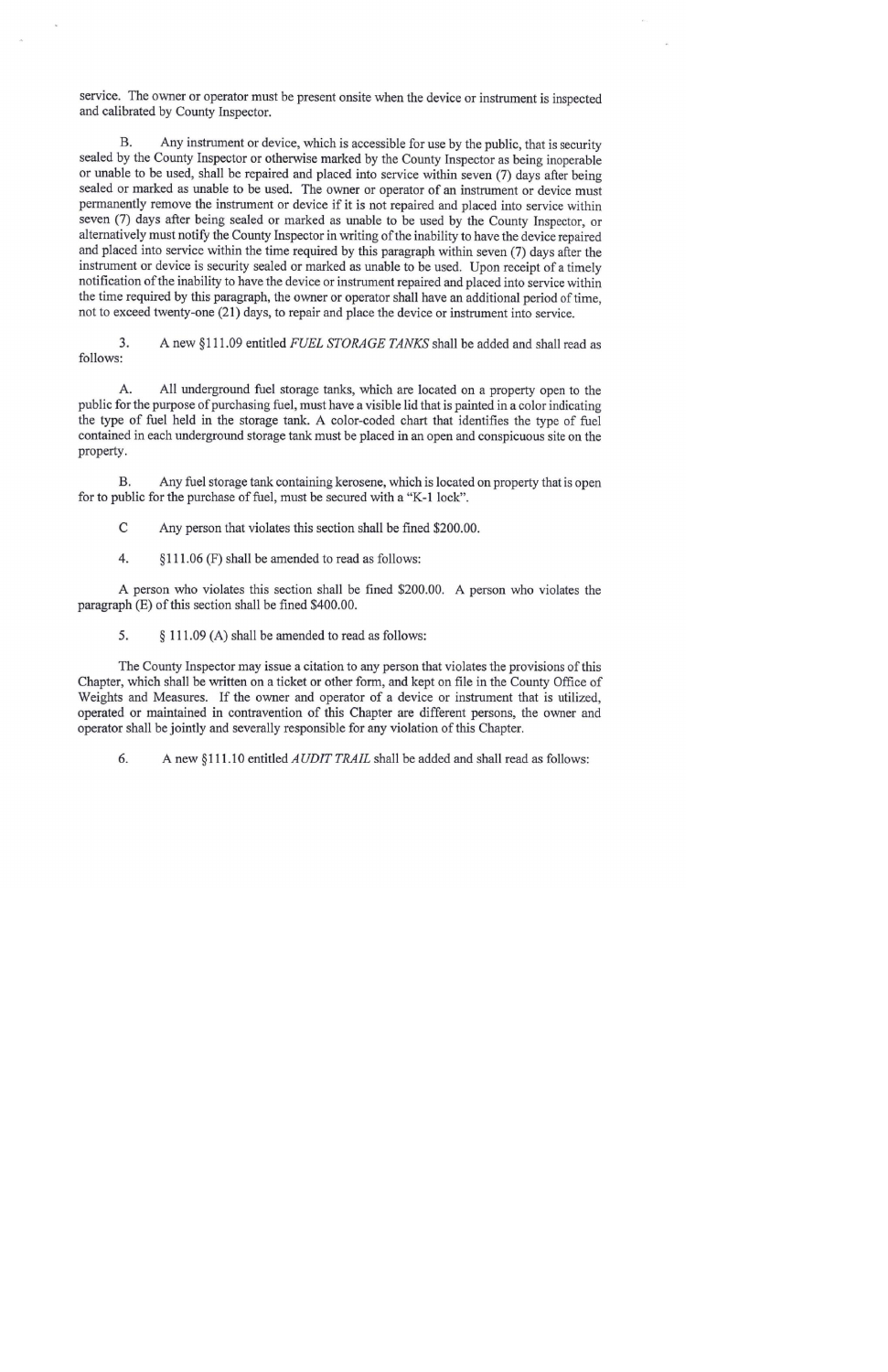service. The owner or operator must be present onsite when the device or instrument is inspected and calibrated by County Inspector.

B. Any instrument or device, which is accessible for use by the public, that is security sealed by the County Inspector or otherwise marked by the County Inspector as being inoperable or unable to be used, shall be repaired and placed into service within seven (7) days after being sealed or marked as unable to be used. The owner or operator of an instrument or device must permanently remove the instrument or device if it is not repaired and placed into service within seven (7) days after being sealed or marked as unable to be used by the County Inspector, or alternatively must notify the County Inspector in writing of the inability to have the device repaired and placed into service within the time required by this paragraph within seven (7) days after the instrument or device is security sealed or marked as unable to be used. Upon receipt of a timely notification of the inability to have the device or instrument repaired and placed into service within the time required by this paragraph, the owner or operator shall have an additional period of time, not to exceed twenty-one (21) days, to repair and place the device or instrument into service.

3. A new §111.09 entitled *FUEL STORAGE TANKS* shall be added and shall read as follows:

A. All underground fuel storage tanks, which are located on a property open to the public for the purpose of purchasing fuel, must have a visible lid that is painted in a color indicating the type of fuel held in the storage tank. A color-coded chart that identifies the type of fuel contained in each underground storage tank must be placed in an open and conspicuous site on the property.

B. Any fuel storage tank containing kerosene, which is located on property that is open for to public for the purchase of fuel, must be secured with a "K-1 lock".

C Any person that violates this section shall be fined $200.00.

4. §111.06 (F) shall be amended to read as follows:

A person who violates this section shall be fined $200.00. A person who violates the paragraph (E) of this section shall be fined $400.00.

5. § 111.09 (A) shall be amended to read as follows:

The County Inspector may issue a citation to any person that violates the provisions of this Chapter, which shall be written on a ticket or other form, and kept on file in the County Office of Weights and Measures. If the owner and operator of a device or instrument that is utilized, operated or maintained in contravention of this Chapter are different persons, the owner and operator shall be jointly and severally responsible for any violation of this Chapter.

6. A new §111.10 entitled *AUDIT TRAIL* shall be added and shall read as follows: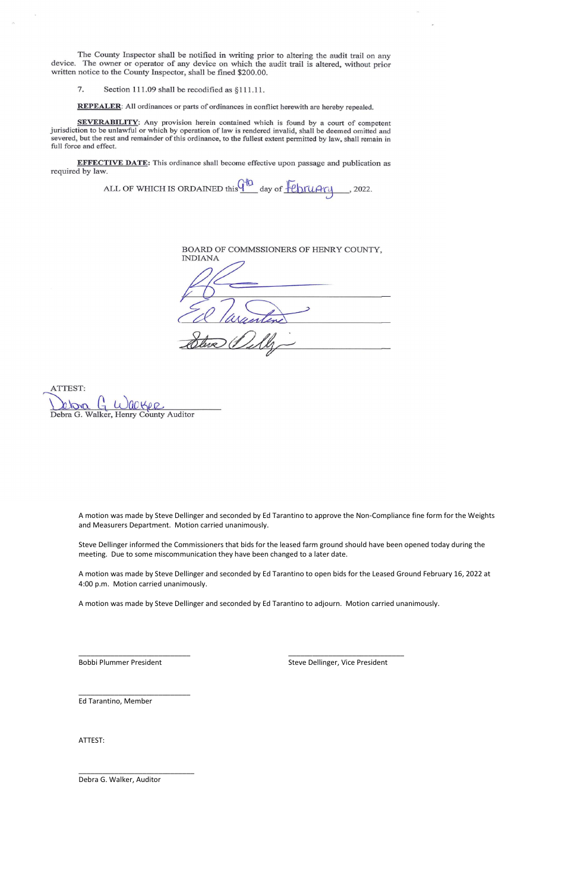The County Inspector shall be notified in writing prior to altering the audit trail on any device. The owner or operator of any device on which the audit trail is altered, without prior written notice to the County Inspector, shall be fined $200.00.

7. Section 111.09 shall be recodified as §111.11.

**REPEALER**: All ordinances or parts of ordinances in conflict herewith are hereby repealed.

**SEVERABILITY**: Any provision herein contained which is found by a court of competent jurisdiction to be unlawful or which by operation of law is rendered invalid, shall be deemed omitted and severed, but the rest and remainder of this ordinance, to the fullest extent permitted by law, shall remain in full force and effect.

**EFFECTIVE DATE**: This ordinance shall become effective upon passage and publication as required by law.

ALL OF WHICH IS ORDAINED this 9th day of February, 2022.

BOARD OF COMMSSIONERS OF HENRY COUNTY, INDIANA

_______________________

Ed Tarantino

Steve Dellinger

ATTEST:

Debra G. Walker

Debra G. Walker, Henry County Auditor

A motion was made by Steve Dellinger and seconded by Ed Tarantino to approve the Non-Compliance fine form for the Weights and Measurers Department. Motion carried unanimously.

Steve Dellinger informed the Commissioners that bids for the leased farm ground should have been opened today during the meeting. Due to some miscommunication they have been changed to a later date.

A motion was made by Steve Dellinger and seconded by Ed Tarantino to open bids for the Leased Ground February 16, 2022 at 4:00 p.m. Motion carried unanimously.

A motion was made by Steve Dellinger and seconded by Ed Tarantino to adjourn. Motion carried unanimously.

_______________________
Bobbi Plummer President

_______________________
Steve Dellinger, Vice President

_______________________
Ed Tarantino, Member

ATTEST:

_______________________
Debra G. Walker, Auditor